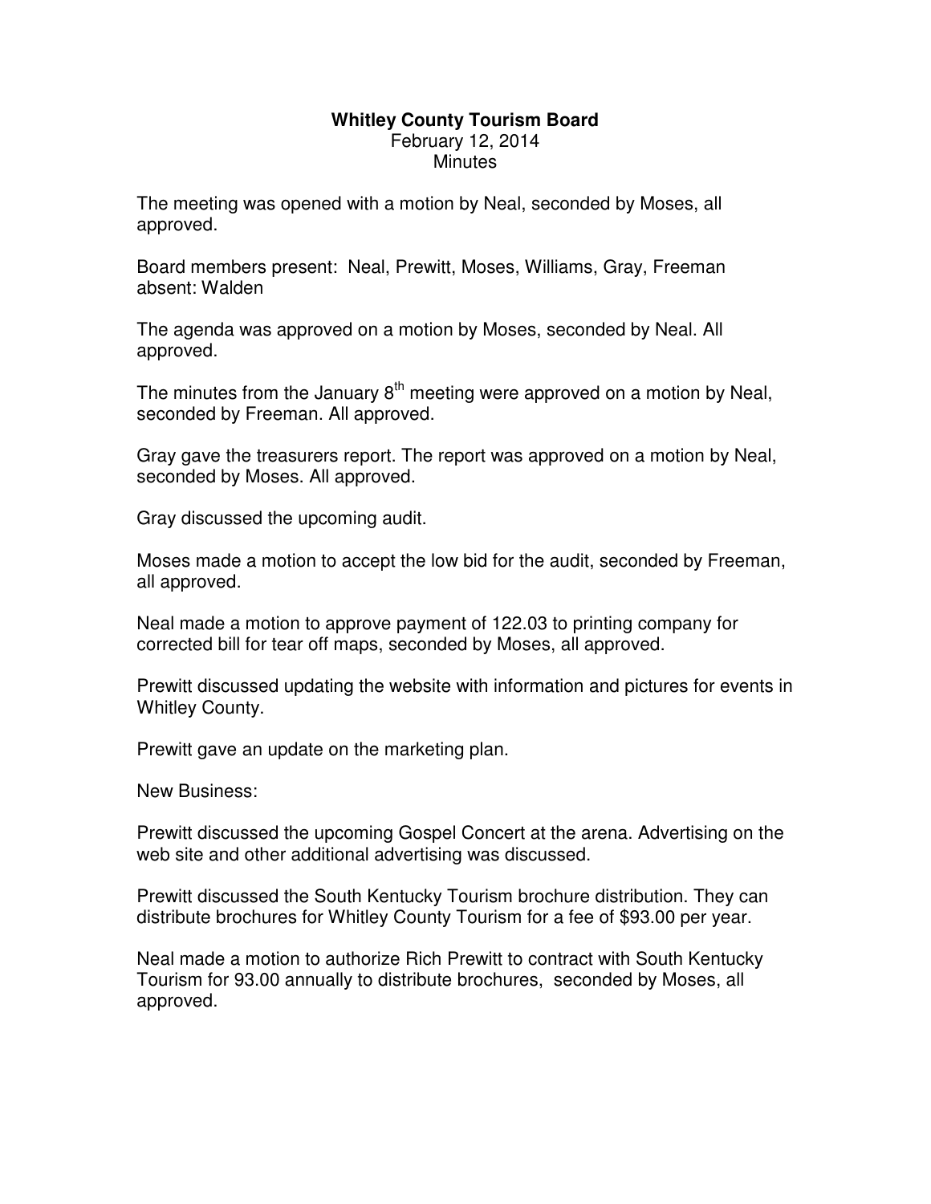**Whitley County Tourism Board**
February 12, 2014
Minutes

The meeting was opened with a motion by Neal, seconded by Moses, all approved.

Board members present: Neal, Prewitt, Moses, Williams, Gray, Freeman
absent: Walden

The agenda was approved on a motion by Moses, seconded by Neal. All approved.

The minutes from the January 8th meeting were approved on a motion by Neal, seconded by Freeman. All approved.

Gray gave the treasurers report. The report was approved on a motion by Neal, seconded by Moses. All approved.

Gray discussed the upcoming audit.

Moses made a motion to accept the low bid for the audit, seconded by Freeman, all approved.

Neal made a motion to approve payment of 122.03 to printing company for corrected bill for tear off maps, seconded by Moses, all approved.

Prewitt discussed updating the website with information and pictures for events in Whitley County.

Prewitt gave an update on the marketing plan.

New Business:

Prewitt discussed the upcoming Gospel Concert at the arena. Advertising on the web site and other additional advertising was discussed.

Prewitt discussed the South Kentucky Tourism brochure distribution. They can distribute brochures for Whitley County Tourism for a fee of $93.00 per year.

Neal made a motion to authorize Rich Prewitt to contract with South Kentucky Tourism for 93.00 annually to distribute brochures, seconded by Moses, all approved.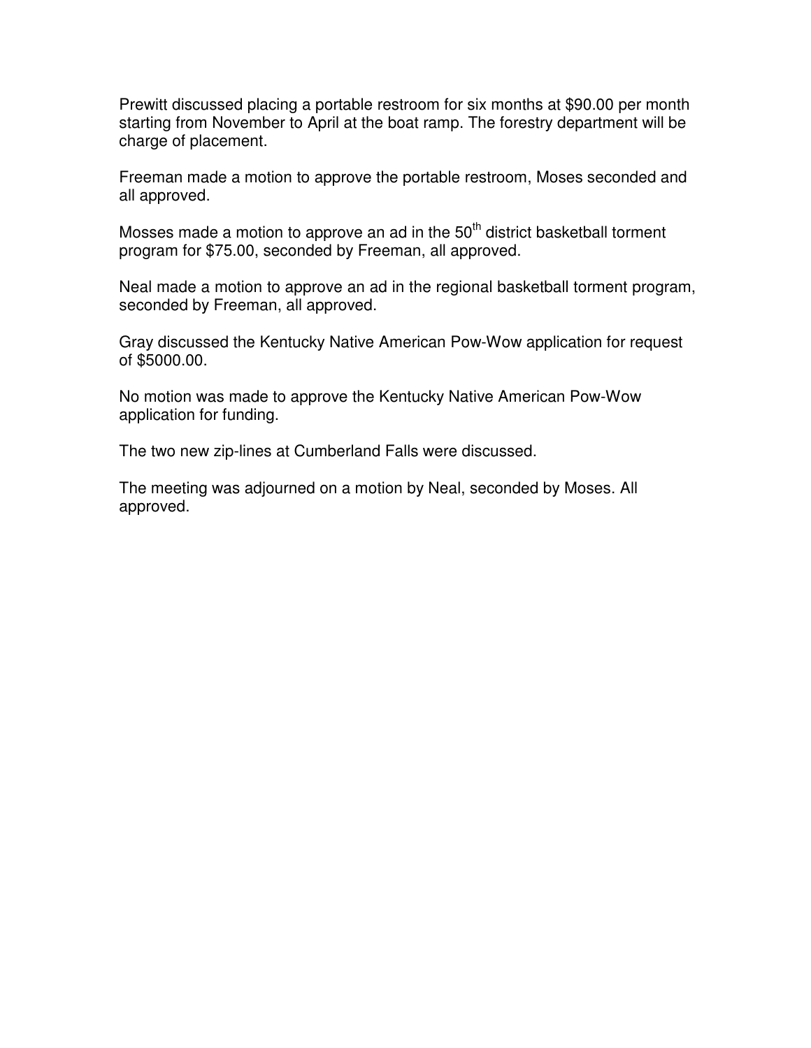Prewitt discussed placing a portable restroom for six months at $90.00 per month starting from November to April at the boat ramp. The forestry department will be charge of placement.

Freeman made a motion to approve the portable restroom, Moses seconded and all approved.

Mosses made a motion to approve an ad in the 50th district basketball torment program for $75.00, seconded by Freeman, all approved.

Neal made a motion to approve an ad in the regional basketball torment program, seconded by Freeman, all approved.

Gray discussed the Kentucky Native American Pow-Wow application for request of $5000.00.

No motion was made to approve the Kentucky Native American Pow-Wow application for funding.

The two new zip-lines at Cumberland Falls were discussed.

The meeting was adjourned on a motion by Neal, seconded by Moses. All approved.